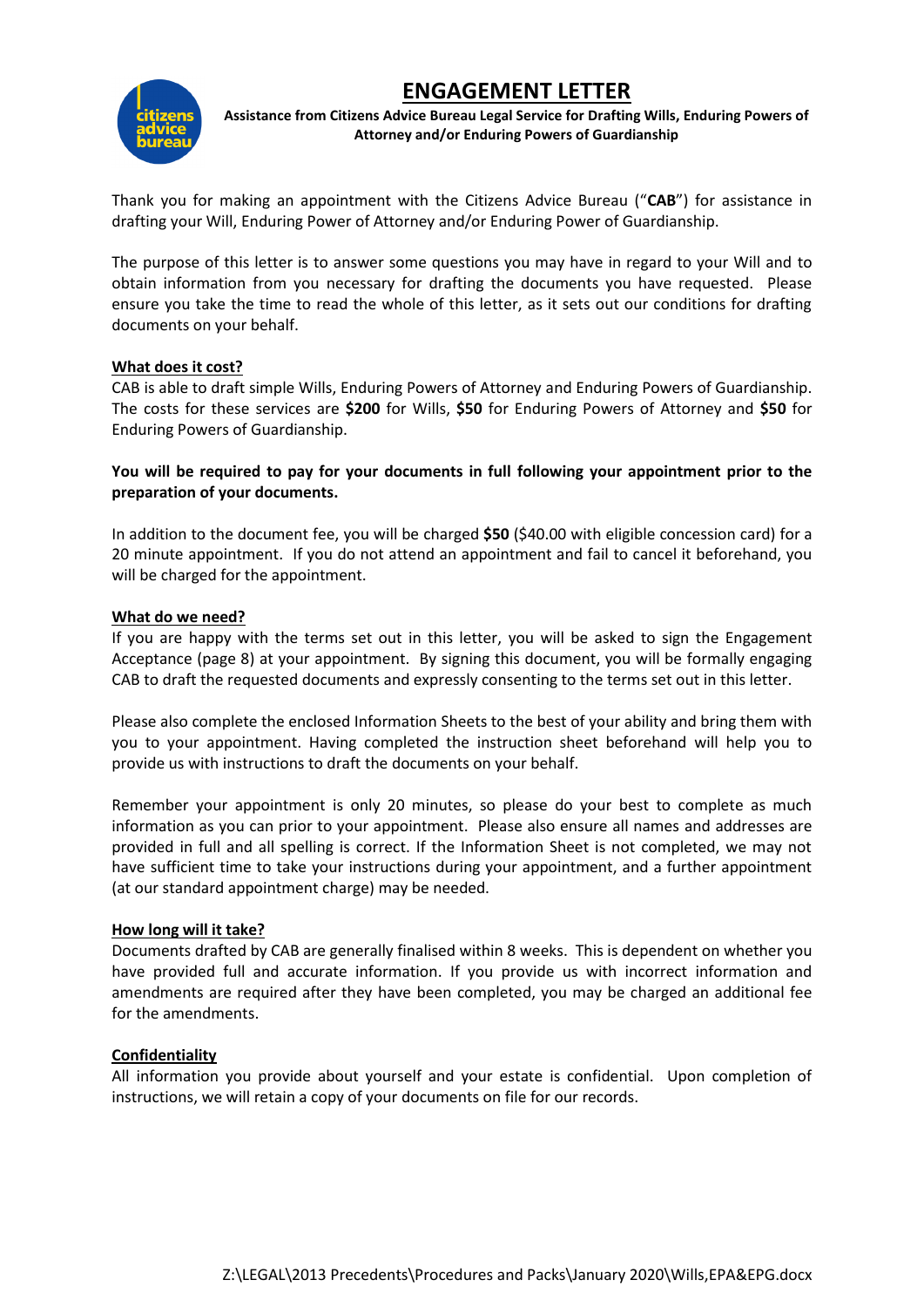# ENGAGEMENT LETTER

**Assistance from Citizens Advice Bureau Legal Service for Drafting Wills, Enduring Powers of Attorney and/or Enduring Powers of Guardianship**

Thank you for making an appointment with the Citizens Advice Bureau ("**CAB**") for assistance in drafting your Will, Enduring Power of Attorney and/or Enduring Power of Guardianship.

The purpose of this letter is to answer some questions you may have in regard to your Will and to obtain information from you necessary for drafting the documents you have requested. Please ensure you take the time to read the whole of this letter, as it sets out our conditions for drafting documents on your behalf.

## What does it cost?

CAB is able to draft simple Wills, Enduring Powers of Attorney and Enduring Powers of Guardianship. The costs for these services are **$200** for Wills, **$50** for Enduring Powers of Attorney and **$50** for Enduring Powers of Guardianship.

**You will be required to pay for your documents in full following your appointment prior to the preparation of your documents.**

In addition to the document fee, you will be charged **$50** ($40.00 with eligible concession card) for a 20 minute appointment. If you do not attend an appointment and fail to cancel it beforehand, you will be charged for the appointment.

## What do we need?

If you are happy with the terms set out in this letter, you will be asked to sign the Engagement Acceptance (page 8) at your appointment. By signing this document, you will be formally engaging CAB to draft the requested documents and expressly consenting to the terms set out in this letter.

Please also complete the enclosed Information Sheets to the best of your ability and bring them with you to your appointment. Having completed the instruction sheet beforehand will help you to provide us with instructions to draft the documents on your behalf.

Remember your appointment is only 20 minutes, so please do your best to complete as much information as you can prior to your appointment. Please also ensure all names and addresses are provided in full and all spelling is correct. If the Information Sheet is not completed, we may not have sufficient time to take your instructions during your appointment, and a further appointment (at our standard appointment charge) may be needed.

## How long will it take?

Documents drafted by CAB are generally finalised within 8 weeks. This is dependent on whether you have provided full and accurate information. If you provide us with incorrect information and amendments are required after they have been completed, you may be charged an additional fee for the amendments.

## Confidentiality

All information you provide about yourself and your estate is confidential. Upon completion of instructions, we will retain a copy of your documents on file for our records.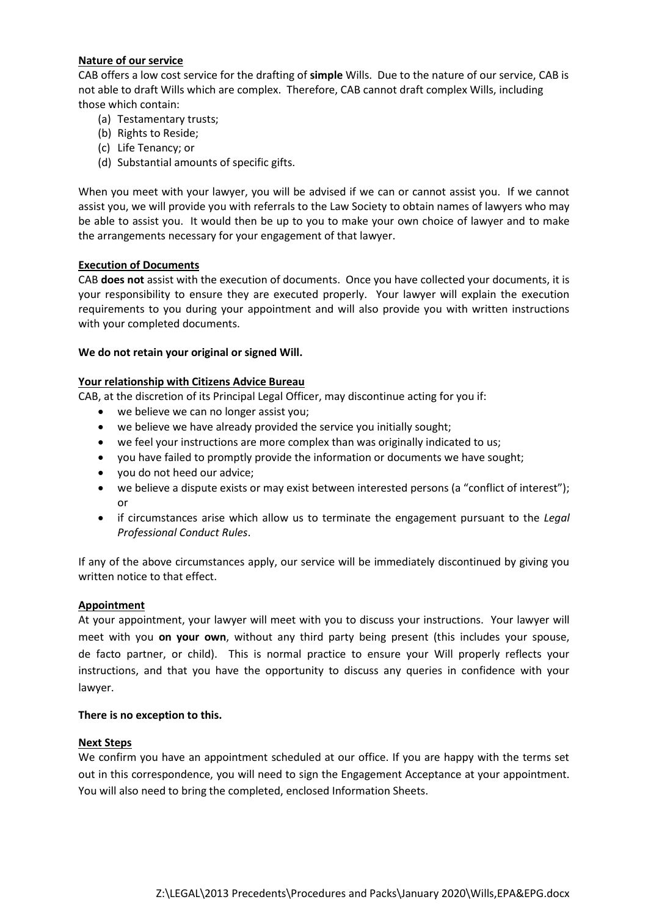**Nature of our service**

CAB offers a low cost service for the drafting of **simple** Wills. Due to the nature of our service, CAB is not able to draft Wills which are complex. Therefore, CAB cannot draft complex Wills, including those which contain:

(a) Testamentary trusts;
(b) Rights to Reside;
(c) Life Tenancy; or
(d) Substantial amounts of specific gifts.

When you meet with your lawyer, you will be advised if we can or cannot assist you. If we cannot assist you, we will provide you with referrals to the Law Society to obtain names of lawyers who may be able to assist you. It would then be up to you to make your own choice of lawyer and to make the arrangements necessary for your engagement of that lawyer.

**Execution of Documents**

CAB **does not** assist with the execution of documents. Once you have collected your documents, it is your responsibility to ensure they are executed properly. Your lawyer will explain the execution requirements to you during your appointment and will also provide you with written instructions with your completed documents.

**We do not retain your original or signed Will.**

**Your relationship with Citizens Advice Bureau**

CAB, at the discretion of its Principal Legal Officer, may discontinue acting for you if:

- we believe we can no longer assist you;
- we believe we have already provided the service you initially sought;
- we feel your instructions are more complex than was originally indicated to us;
- you have failed to promptly provide the information or documents we have sought;
- you do not heed our advice;
- we believe a dispute exists or may exist between interested persons (a "conflict of interest"); or
- if circumstances arise which allow us to terminate the engagement pursuant to the *Legal Professional Conduct Rules*.

If any of the above circumstances apply, our service will be immediately discontinued by giving you written notice to that effect.

**Appointment**

At your appointment, your lawyer will meet with you to discuss your instructions. Your lawyer will meet with you **on your own**, without any third party being present (this includes your spouse, de facto partner, or child). This is normal practice to ensure your Will properly reflects your instructions, and that you have the opportunity to discuss any queries in confidence with your lawyer.

**There is no exception to this.**

**Next Steps**

We confirm you have an appointment scheduled at our office. If you are happy with the terms set out in this correspondence, you will need to sign the Engagement Acceptance at your appointment. You will also need to bring the completed, enclosed Information Sheets.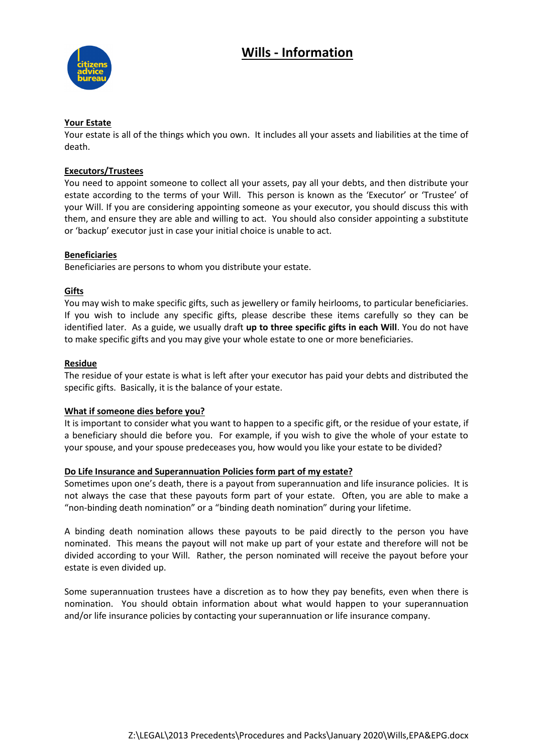# Wills - Information

## Your Estate

Your estate is all of the things which you own. It includes all your assets and liabilities at the time of death.

## Executors/Trustees

You need to appoint someone to collect all your assets, pay all your debts, and then distribute your estate according to the terms of your Will. This person is known as the 'Executor' or 'Trustee' of your Will. If you are considering appointing someone as your executor, you should discuss this with them, and ensure they are able and willing to act. You should also consider appointing a substitute or 'backup' executor just in case your initial choice is unable to act.

## Beneficiaries

Beneficiaries are persons to whom you distribute your estate.

## Gifts

You may wish to make specific gifts, such as jewellery or family heirlooms, to particular beneficiaries. If you wish to include any specific gifts, please describe these items carefully so they can be identified later. As a guide, we usually draft **up to three specific gifts in each Will**. You do not have to make specific gifts and you may give your whole estate to one or more beneficiaries.

## Residue

The residue of your estate is what is left after your executor has paid your debts and distributed the specific gifts. Basically, it is the balance of your estate.

## What if someone dies before you?

It is important to consider what you want to happen to a specific gift, or the residue of your estate, if a beneficiary should die before you. For example, if you wish to give the whole of your estate to your spouse, and your spouse predeceases you, how would you like your estate to be divided?

## Do Life Insurance and Superannuation Policies form part of my estate?

Sometimes upon one's death, there is a payout from superannuation and life insurance policies. It is not always the case that these payouts form part of your estate. Often, you are able to make a "non-binding death nomination" or a "binding death nomination" during your lifetime.

A binding death nomination allows these payouts to be paid directly to the person you have nominated. This means the payout will not make up part of your estate and therefore will not be divided according to your Will. Rather, the person nominated will receive the payout before your estate is even divided up.

Some superannuation trustees have a discretion as to how they pay benefits, even when there is nomination. You should obtain information about what would happen to your superannuation and/or life insurance policies by contacting your superannuation or life insurance company.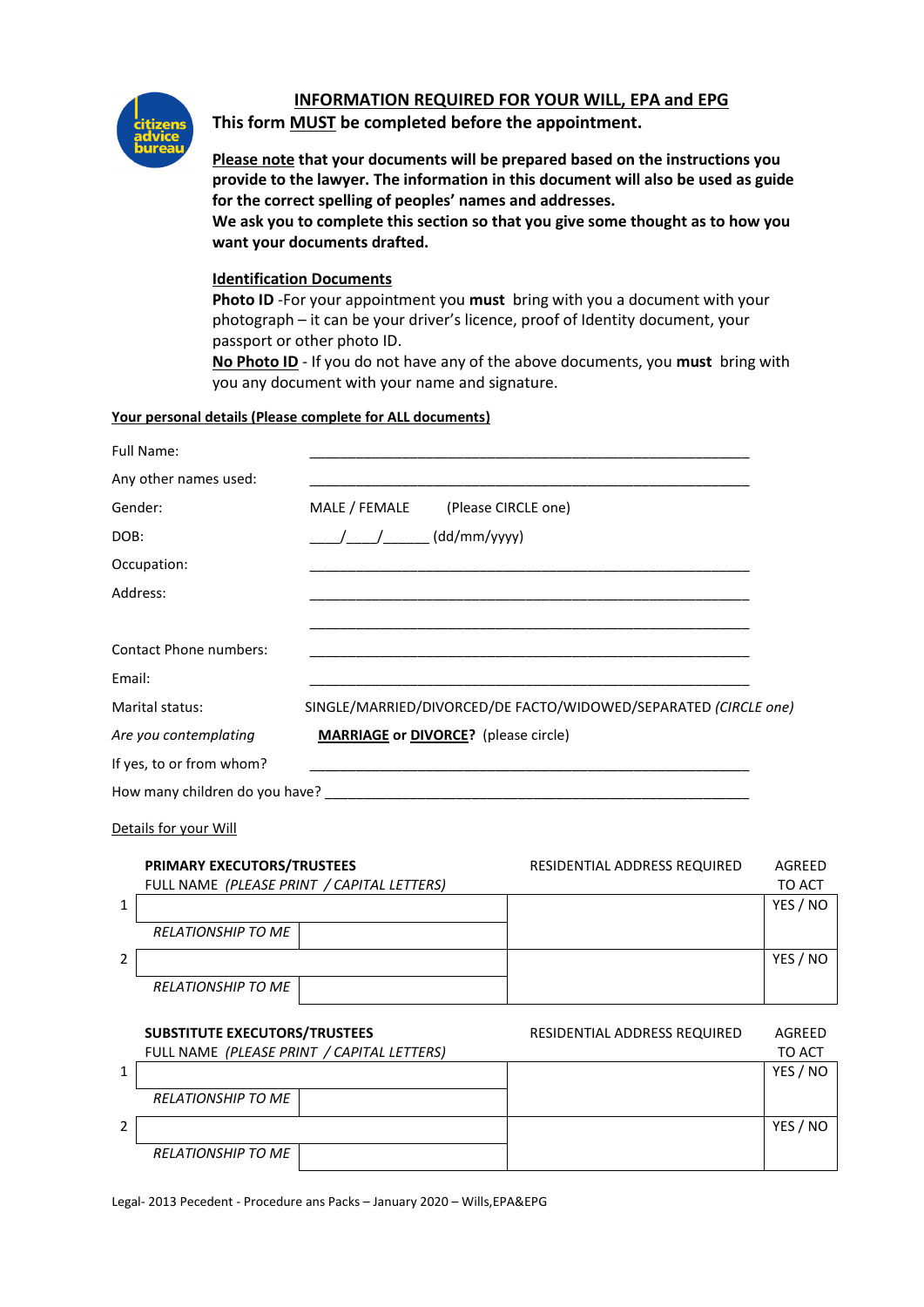citizens advice bureau

## INFORMATION REQUIRED FOR YOUR WILL, EPA and EPG

**This form MUST be completed before the appointment.**

**Please note that your documents will be prepared based on the instructions you provide to the lawyer. The information in this document will also be used as guide for the correct spelling of peoples' names and addresses.**
**We ask you to complete this section so that you give some thought as to how you want your documents drafted.**

### Identification Documents

**Photo ID** -For your appointment you **must** bring with you a document with your photograph – it can be your driver's licence, proof of Identity document, your passport or other photo ID.
**No Photo ID** - If you do not have any of the above documents, you **must** bring with you any document with your name and signature.

**Your personal details (Please complete for ALL documents)**

Full Name: ____________________________________________________________

Any other names used: ____________________________________________________________

Gender: MALE / FEMALE (Please CIRCLE one)

DOB: ____/____/______ (dd/mm/yyyy)

Occupation: ____________________________________________________________

Address: ____________________________________________________________

____________________________________________________________

Contact Phone numbers: ____________________________________________________________

Email: ____________________________________________________________

Marital status: SINGLE/MARRIED/DIVORCED/DE FACTO/WIDOWED/SEPARATED *(CIRCLE one)*

*Are you contemplating* **MARRIAGE or DIVORCE?** (please circle)

If yes, to or from whom? ____________________________________________________________

How many children do you have? ____________________________________________________________

Details for your Will

| | PRIMARY EXECUTORS/TRUSTEES<br>FULL NAME *(PLEASE PRINT / CAPITAL LETTERS)* | | RESIDENTIAL ADDRESS REQUIRED | AGREED TO ACT |
|---|---|---|---|---|
| 1 | | | | YES / NO |
| | *RELATIONSHIP TO ME* | | | |
| 2 | | | | YES / NO |
| | *RELATIONSHIP TO ME* | | | |

| | SUBSTITUTE EXECUTORS/TRUSTEES<br>FULL NAME *(PLEASE PRINT / CAPITAL LETTERS)* | | RESIDENTIAL ADDRESS REQUIRED | AGREED TO ACT |
|---|---|---|---|---|
| 1 | | | | YES / NO |
| | *RELATIONSHIP TO ME* | | | |
| 2 | | | | YES / NO |
| | *RELATIONSHIP TO ME* | | | |

Legal- 2013 Pecedent - Procedure ans Packs – January 2020 – Wills,EPA&EPG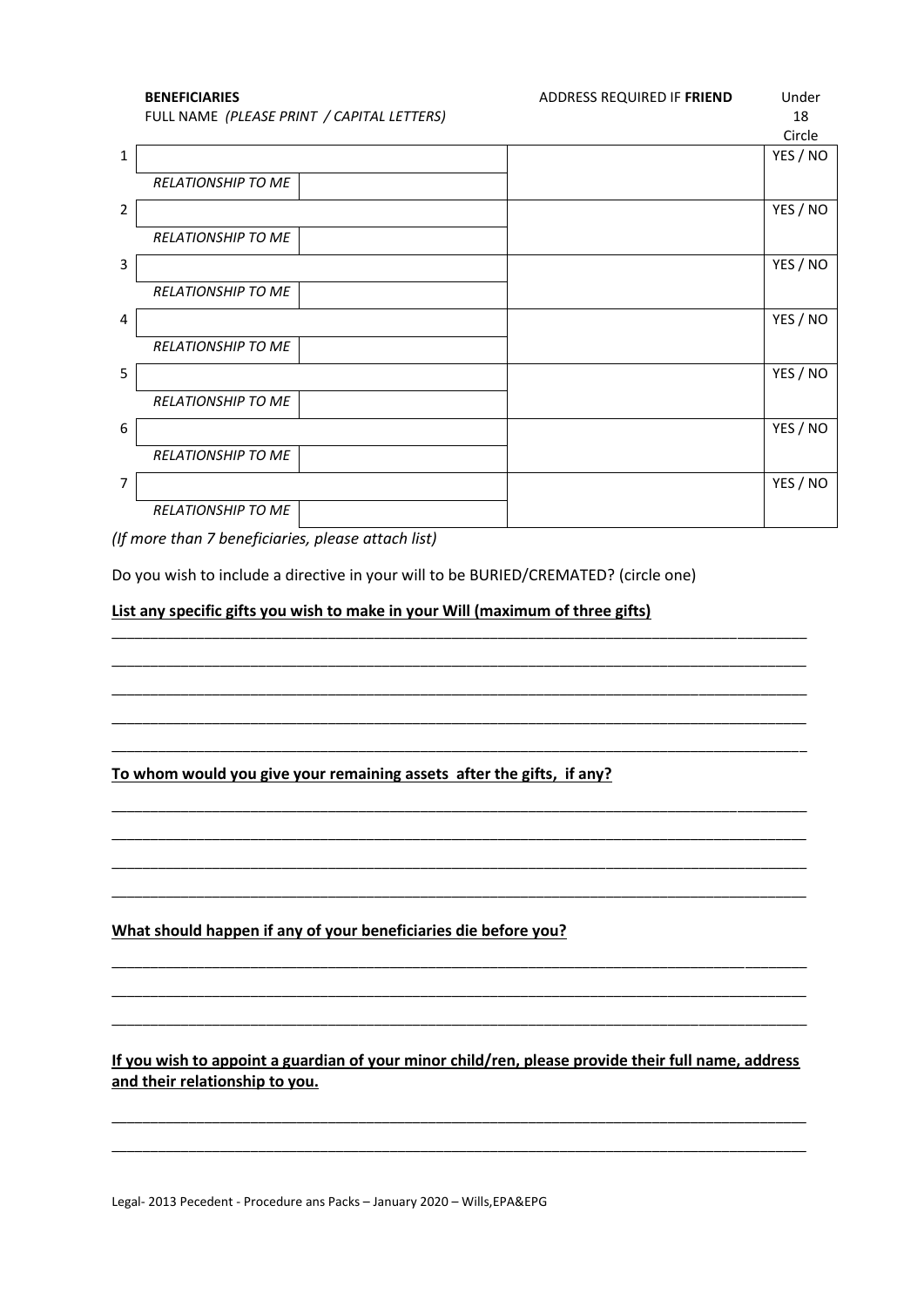| | **BENEFICIARIES** FULL NAME *(PLEASE PRINT / CAPITAL LETTERS)* | | ADDRESS REQUIRED IF **FRIEND** | Under 18 Circle |
|---|---|---|---|---|
| 1 | | | | YES / NO |
| | *RELATIONSHIP TO ME* | | | |
| 2 | | | | YES / NO |
| | *RELATIONSHIP TO ME* | | | |
| 3 | | | | YES / NO |
| | *RELATIONSHIP TO ME* | | | |
| 4 | | | | YES / NO |
| | *RELATIONSHIP TO ME* | | | |
| 5 | | | | YES / NO |
| | *RELATIONSHIP TO ME* | | | |
| 6 | | | | YES / NO |
| | *RELATIONSHIP TO ME* | | | |
| 7 | | | | YES / NO |
| | *RELATIONSHIP TO ME* | | | |

*(If more than 7 beneficiaries, please attach list)*

Do you wish to include a directive in your will to be BURIED/CREMATED? (circle one)

**List any specific gifts you wish to make in your Will (maximum of three gifts)**

________________________________________________________________________________

________________________________________________________________________________

________________________________________________________________________________

________________________________________________________________________________

________________________________________________________________________________

**To whom would you give your remaining assets after the gifts, if any?**

________________________________________________________________________________

________________________________________________________________________________

________________________________________________________________________________

________________________________________________________________________________

**What should happen if any of your beneficiaries die before you?**

________________________________________________________________________________

________________________________________________________________________________

________________________________________________________________________________

**If you wish to appoint a guardian of your minor child/ren, please provide their full name, address and their relationship to you.**

________________________________________________________________________________

________________________________________________________________________________

Legal- 2013 Pecedent - Procedure ans Packs – January 2020 – Wills,EPA&EPG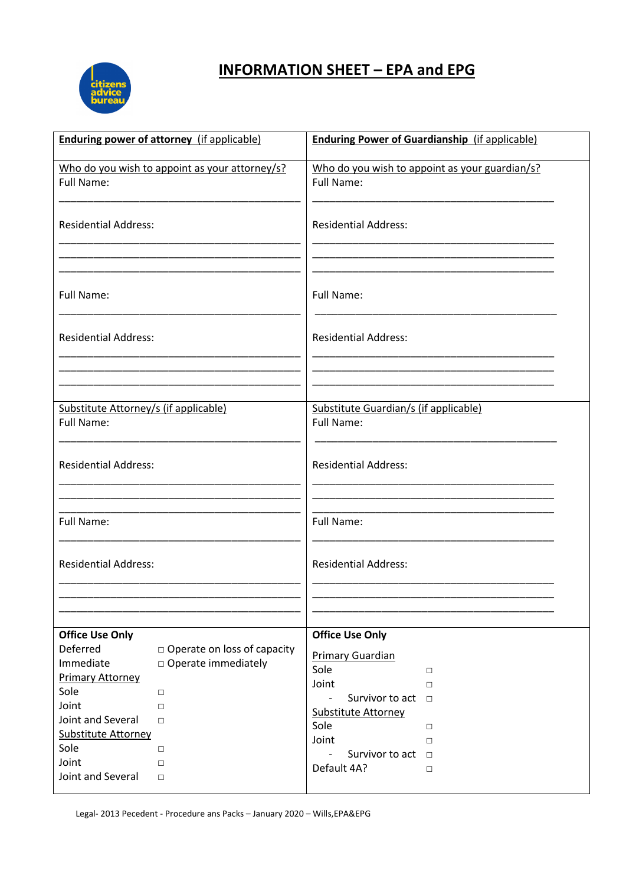# INFORMATION SHEET – EPA and EPG

| **Enduring power of attorney** (if applicable) | **Enduring Power of Guardianship** (if applicable) |
|---|---|
| Who do you wish to appoint as your attorney/s?<br>Full Name:<br>_______________________________________<br><br>Residential Address:<br>_______________________________________<br>_______________________________________<br>_______________________________________<br><br>Full Name:<br>_______________________________________<br><br>Residential Address:<br>_______________________________________<br>_______________________________________<br>_______________________________________ | Who do you wish to appoint as your guardian/s?<br>Full Name:<br>_______________________________________<br><br>Residential Address:<br>_______________________________________<br>_______________________________________<br>_______________________________________<br><br>Full Name:<br>_______________________________________<br><br>Residential Address:<br>_______________________________________<br>_______________________________________<br>_______________________________________ |
| Substitute Attorney/s (if applicable)<br>Full Name:<br>_______________________________________<br><br>Residential Address:<br>_______________________________________<br>_______________________________________<br>_______________________________________<br>Full Name:<br>_______________________________________<br><br>Residential Address:<br>_______________________________________<br>_______________________________________<br>_______________________________________ | Substitute Guardian/s (if applicable)<br>Full Name:<br>_______________________________________<br><br>Residential Address:<br>_______________________________________<br>_______________________________________<br>_______________________________________<br>Full Name:<br>_______________________________________<br><br>Residential Address:<br>_______________________________________<br>_______________________________________<br>_______________________________________ |
| **Office Use Only**<br>Deferred □ Operate on loss of capacity<br>Immediate □ Operate immediately<br>Primary Attorney<br>Sole □<br>Joint □<br>Joint and Several □<br>Substitute Attorney<br>Sole □<br>Joint □<br>Joint and Several □ | **Office Use Only**<br>Primary Guardian<br>Sole □<br>Joint □<br>- Survivor to act □<br>Substitute Attorney<br>Sole □<br>Joint □<br>- Survivor to act □<br>Default 4A? □ |

Legal- 2013 Pecedent - Procedure ans Packs – January 2020 – Wills,EPA&EPG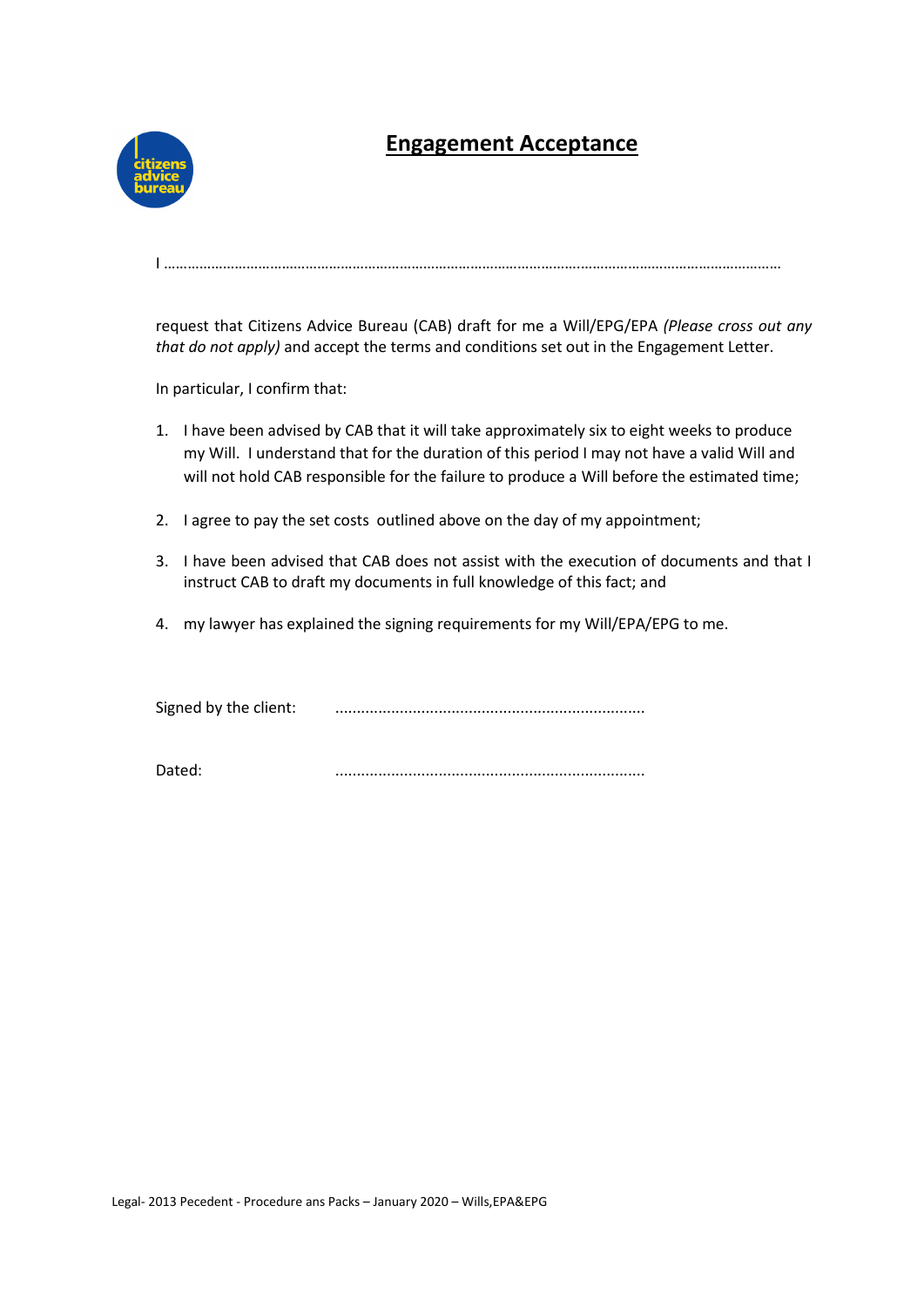# Engagement Acceptance

I …………………………………………………………………………………………………………………………………………………

request that Citizens Advice Bureau (CAB) draft for me a Will/EPG/EPA *(Please cross out any that do not apply)* and accept the terms and conditions set out in the Engagement Letter.

In particular, I confirm that:

1. I have been advised by CAB that it will take approximately six to eight weeks to produce my Will. I understand that for the duration of this period I may not have a valid Will and will not hold CAB responsible for the failure to produce a Will before the estimated time;

2. I agree to pay the set costs outlined above on the day of my appointment;

3. I have been advised that CAB does not assist with the execution of documents and that I instruct CAB to draft my documents in full knowledge of this fact; and

4. my lawyer has explained the signing requirements for my Will/EPA/EPG to me.

Signed by the client: .......................................................................

Dated: .......................................................................